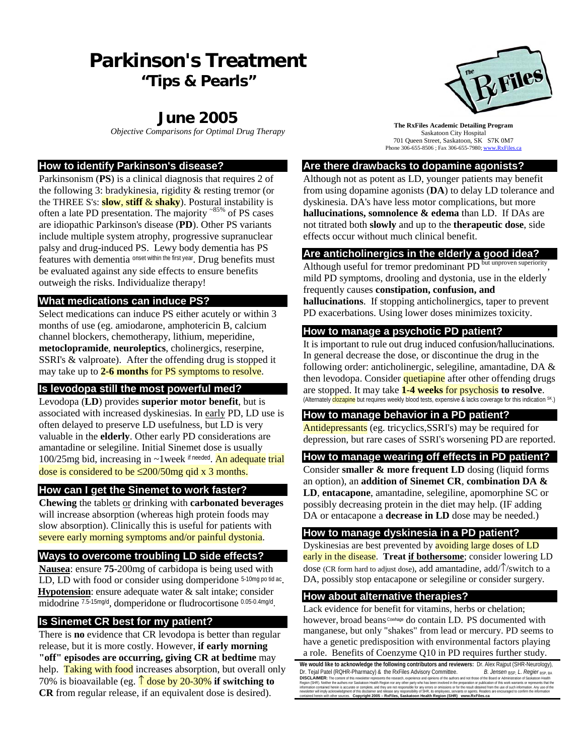# Parkinson's Treatment
## "Tips & Pearls"

## June 2005

*Objective Comparisons for Optimal Drug Therapy*

**The RxFiles Academic Detailing Program**
Saskatoon City Hospital
701 Queen Street, Saskatoon, SK S7K 0M7
Phone 306-655-8506 ; Fax 306-655-7980; www.RxFiles.ca

### How to identify Parkinson's disease?

Parkinsonism (**PS**) is a clinical diagnosis that requires 2 of the following 3: bradykinesia, rigidity & resting tremor (or the THREE S's: **slow**, **stiff** & **shaky**). Postural instability is often a late PD presentation. The majority ~85% of PS cases are idiopathic Parkinson's disease (**PD**). Other PS variants include multiple system atrophy, progressive supranuclear palsy and drug-induced PS. Lewy body dementia has PS features with dementia onset within the first year. Drug benefits must be evaluated against any side effects to ensure benefits outweigh the risks. Individualize therapy!

### What medications can induce PS?

Select medications can induce PS either acutely or within 3 months of use (eg. amiodarone, amphotericin B, calcium channel blockers, chemotherapy, lithium, meperidine, **metoclopramide**, **neuroleptics**, cholinergics, reserpine, SSRI's & valproate). After the offending drug is stopped it may take up to **2-6 months** for PS symptoms to resolve.

### Is levodopa still the most powerful med?

Levodopa (**LD**) provides **superior motor benefit**, but is associated with increased dyskinesias. In early PD, LD use is often delayed to preserve LD usefulness, but LD is very valuable in the **elderly**. Other early PD considerations are amantadine or selegiline. Initial Sinemet dose is usually 100/25mg bid, increasing in ~1week if needed. An adequate trial dose is considered to be ≤200/50mg qid x 3 months.

### How can I get the Sinemet to work faster?

**Chewing** the tablets or drinking with **carbonated beverages** will increase absorption (whereas high protein foods may slow absorption). Clinically this is useful for patients with severe early morning symptoms and/or painful dystonia.

### Ways to overcome troubling LD side effects?

**Nausea**: ensure **75**-200mg of carbidopa is being used with LD, LD with food or consider using domperidone 5-10mg po tid ac.
**Hypotension**: ensure adequate water & salt intake; consider midodrine 7.5-15mg/d, domperidone or fludrocortisone 0.05-0.4mg/d.

### Is Sinemet CR best for my patient?

There is **no** evidence that CR levodopa is better than regular release, but it is more costly. However, **if early morning "off" episodes are occurring, giving CR at bedtime** may help. Taking with food increases absorption, but overall only 70% is bioavailable (eg. ↑ dose by 20-30% **if switching to CR** from regular release, if an equivalent dose is desired).

### Are there drawbacks to dopamine agonists?

Although not as potent as LD, younger patients may benefit from using dopamine agonists (**DA**) to delay LD tolerance and dyskinesia. DA's have less motor complications, but more **hallucinations, somnolence & edema** than LD. If DAs are not titrated both **slowly** and up to the **therapeutic dose**, side effects occur without much clinical benefit.

### Are anticholinergics in the elderly a good idea?

Although useful for tremor predominant PD but unproven superiority, mild PD symptoms, drooling and dystonia, use in the elderly frequently causes **constipation, confusion, and hallucinations**. If stopping anticholinergics, taper to prevent PD exacerbations. Using lower doses minimizes toxicity.

### How to manage a psychotic PD patient?

It is important to rule out drug induced confusion/hallucinations. In general decrease the dose, or discontinue the drug in the following order: anticholinergic, selegiline, amantadine, DA & then levodopa. Consider quetiapine after other offending drugs are stopped. It may take **1-4 weeks** for psychosis **to resolve**. (Alternately clozapine but requires weekly blood tests, expensive & lacks coverage for this indication SK.)

### How to manage behavior in a PD patient?

Antidepressants (eg. tricyclics,SSRI's) may be required for depression, but rare cases of SSRI's worsening PD are reported.

### How to manage wearing off effects in PD patient?

Consider **smaller & more frequent LD** dosing (liquid forms an option), an **addition of Sinemet CR**, **combination DA & LD**, **entacapone**, amantadine, selegiline, apomorphine SC or possibly decreasing protein in the diet may help. (IF adding DA or entacapone a **decrease in LD** dose may be needed.)

### How to manage dyskinesia in a PD patient?

Dyskinesias are best prevented by avoiding large doses of LD early in the disease. **Treat if bothersome**; consider lowering LD dose (CR form hard to adjust dose), add amantadine, add/↑/switch to a DA, possibly stop entacapone or selegiline or consider surgery.

### How about alternative therapies?

Lack evidence for benefit for vitamins, herbs or chelation; however, broad beans Cowhage do contain LD. PS documented with manganese, but only "shakes" from lead or mercury. PD seems to have a genetic predisposition with environmental factors playing a role. Benefits of Coenzyme Q10 in PD requires further study.

**We would like to acknowledge the following contributors and reviewers:** Dr. Alex Rajput (SHR-Neurology), Dr. Tejal Patel (RQHR-Pharmacy) & the RxFiles Advisory Committee. *B. Jensen* BSP, *L. Regier* BSP, BA

**DISCLAIMER:** The content of this newsletter represents the research, experience and opinions of the authors and not those of the Board or Administration of Saskatoon Health Region (SHR). Neither the authors nor Saskatoon Health Region nor any other party who has been involved in the preparation or publication of this work warrants or represents that the information contained herein is accurate or complete, and they are not responsible for any errors or omissions or for the result obtained from the use of such information. Any use of the newsletter will imply acknowledgment of this disclaimer and release any responsibility of SHR, its employees, servants or agents. Readers are encouraged to confirm the information contained herein with other sources. **Copyright 2005 – RxFiles, Saskatoon Health Region (SHR) www.RxFiles.ca**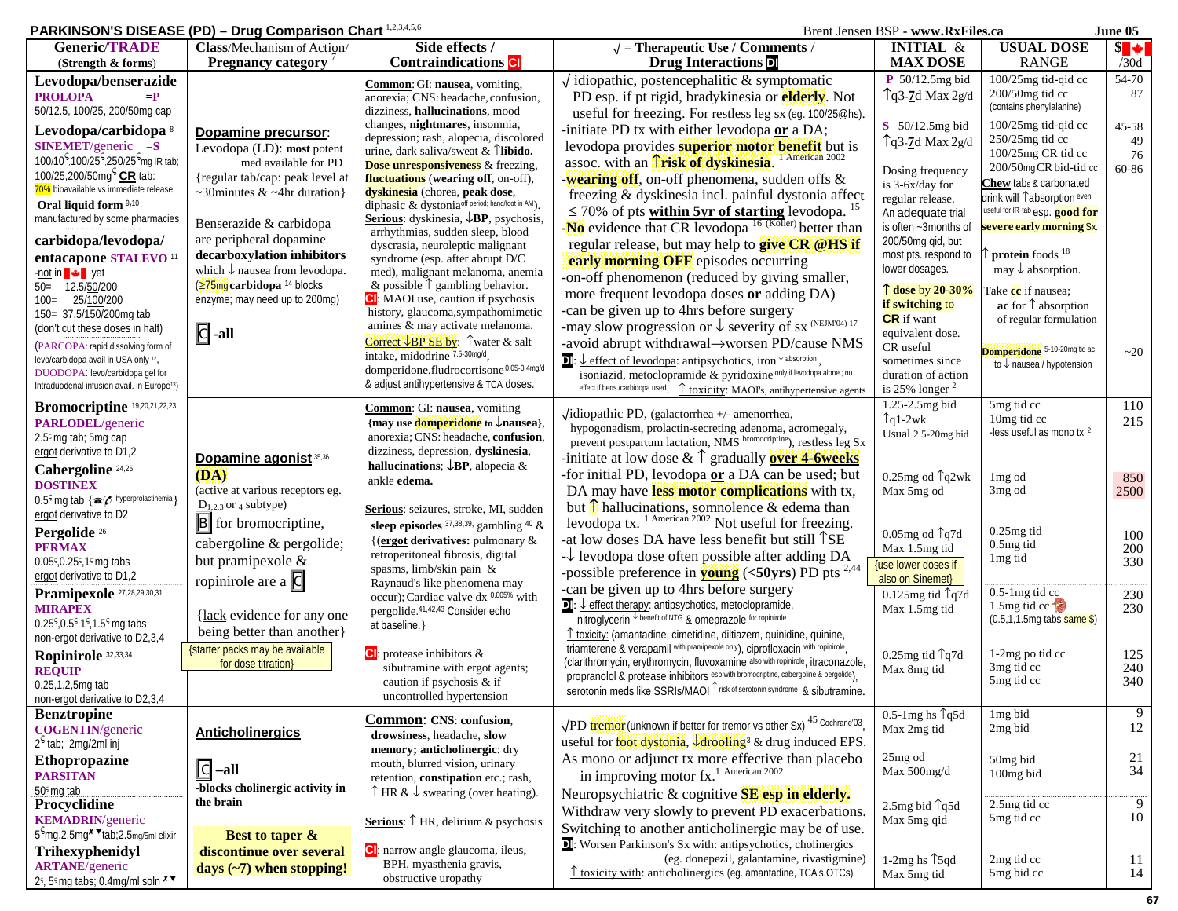# PARKINSON'S DISEASE (PD) – Drug Comparison Chart [1,2,3,4,5,6]

Brent Jensen BSP - www.RxFiles.ca — June 05

| Generic/TRADE (Strength & forms) | Class/Mechanism of Action/ Pregnancy category [7] | Side effects / Contraindications CI | √ = Therapeutic Use / Comments / Drug Interactions DI | INITIAL & MAX DOSE | USUAL DOSE RANGE | $ /30d |
|---|---|---|---|---|---|---|
| **Levodopa/benserazide** PROLOPA =P 50/12.5, 100/25, 200/50mg cap<br><br>**Levodopa/carbidopa** [8] SINEMET/generic =S 100/10ˢ,100/25ˢ,250/25ˢmg IR tab; 100/25,200/50mgˢ **CR** tab: 70% bioavailable vs immediate release<br>**Oral liquid form** [9,10] manufactured by some pharmacies<br><br>**carbidopa/levodopa/ entacapone** STALEVO [11] -not in Canada yet<br>50= 12.5/50/200<br>100= 25/100/200<br>150= 37.5/150/200mg tab (don't cut these doses in half)<br>(PARCOPA: rapid dissolving form of levo/carbidopa avail in USA only [12], DUODOPA: levodopa/carbidopa gel for Intraduodenal infusion avail. in Europe[13]) | **Dopamine precursor**: Levodopa (LD): **most** potent med available for PD {regular tab/cap: peak level at ~30minutes & ~4hr duration}<br><br>Benserazide & carbidopa are peripheral dopamine **decarboxylation inhibitors** which ↓ nausea from levodopa. (≥75mg **carbidopa** [14] blocks enzyme; may need up to 200mg)<br><br>C -all | Common: GI: **nausea**, vomiting, anorexia; CNS: headache, confusion, dizziness, **hallucinations**, mood changes, **nightmares**, insomnia, depression; rash, alopecia, discolored urine, dark saliva/sweat & ↑**libido.** **Dose unresponsiveness** & freezing, **fluctuations** (**wearing off**, on-off), **dyskinesia** (chorea, **peak dose**, diphasic & dystonia off period; hand/foot in AM).<br>Serious: dyskinesia, ↓**BP**, psychosis, arrhythmias, sudden sleep, blood dyscrasia, neuroleptic malignant syndrome (esp. after abrupt D/C med), malignant melanoma, anemia & possible ↑ gambling behavior.<br>CI: MAOI use, caution if psychosis history, glaucoma, sympathomimetic amines & may activate melanoma.<br>Correct ↓BP SE by: ↑water & salt intake, midodrine 7.5-30mg/d, domperidone, fludrocortisone 0.05-0.4mg/d & adjust antihypertensive & TCA doses. | √ idiopathic, postencephalitic & symptomatic PD esp. if pt rigid, bradykinesia or **elderly**. Not useful for freezing. For restless leg sx (eg. 100/25@hs).<br>-initiate PD tx with either levodopa **or** a DA; levodopa provides **superior motor benefit** but is assoc. with an **↑risk of dyskinesia**. [1 American 2002]<br>-**wearing off**, on-off phenomena, sudden offs & freezing & dyskinesia incl. painful dystonia affect ≤ 70% of pts **within 5yr of starting** levodopa. [15]<br>-**No** evidence that CR levodopa [16 (Koller)] better than regular release, but may help to **give CR @HS if early morning OFF** episodes occurring<br>-on-off phenomenon (reduced by giving smaller, more frequent levodopa doses **or** adding DA)<br>-can be given up to 4hrs before surgery<br>-may slow progression or ↓ severity of sx (NEJM'04) [17]<br>-avoid abrupt withdrawal→worsen PD/cause NMS<br>DI: ↓ effect of levodopa: antipsychotics, iron ↓absorption, isoniazid, metoclopramide & pyridoxine only if levodopa alone; no effect if bens./carbidopa used. ↑ toxicity: MAOI's, antihypertensive agents | P 50/12.5mg bid ↑q3-7d Max 2g/d<br><br>S 50/12.5mg bid ↑q3-7d Max 2g/d<br><br>Dosing frequency is 3-6x/day for regular release. An adequate trial is often ~3months of 200/50mg qid, but most pts. respond to lower dosages.<br>↑ **dose by 20-30% if switching** to **CR** if want equivalent dose. CR useful sometimes since duration of action is 25% longer [2] | 100/25mg tid-qid cc<br>200/50mg tid cc (contains phenylalanine)<br><br>100/25mg tid-qid cc<br>250/25mg tid cc<br>100/25mg CR tid cc<br>200/50mg CR bid-tid cc<br>**Chew** tabs & carbonated drink will ↑absorption even useful for IR tab esp. **good for severe early morning** Sx.<br>↑ **protein** foods [18] may ↓ absorption.<br>Take **cc** if nausea; **ac** for ↑ absorption of regular formulation<br><br>**Domperidone** 5-10-20mg tid ac to ↓ nausea / hypotension | 54-70<br>87<br><br>45-58<br>49<br>76<br>60-86<br><br><br><br><br><br><br>~20 |
| **Bromocriptine** [19,20,21,22,23] PARLODEL/generic 2.5ˢ mg tab; 5mg cap ergot derivative to D1,2<br><br>**Cabergoline** [24,25] DOSTINEX 0.5ˢ mg tab {hyperprolactinemia} ergot derivative to D2<br><br>**Pergolide** [26] PERMAX 0.05ˢ,0.25ˢ,1ˢ mg tabs ergot derivative to D1,2<br><br>**Pramipexole** [27,28,29,30,31] MIRAPEX 0.25ˢ,0.5ˢ,1ˢ,1.5ˢ mg tabs non-ergot derivative to D2,3,4<br><br>**Ropinirole** [32,33,34] REQUIP 0.25,1,2,5mg tab non-ergot derivative to D2,3,4 | **Dopamine agonist** [35,36] **(DA)** (active at various receptors eg. $D_{1,2,3}$ or $_4$ subtype)<br>B for bromocriptine, cabergoline & pergolide; but pramipexole & ropinirole are a C<br><br>{lack evidence for any one being better than another}<br><br>{starter packs may be available for dose titration} | Common: GI: **nausea**, vomiting **{may use domperidone to ↓nausea}**, anorexia; CNS: headache, **confusion**, dizziness, depression, **dyskinesia**, **hallucinations**; ↓**BP**, alopecia & ankle **edema.**<br><br>Serious: seizures, stroke, MI, sudden **sleep episodes** [37,38,39], gambling [40] & {(**ergot derivatives:** pulmonary & retroperitoneal fibrosis, digital spasms, limb/skin pain & Raynaud's like phenomena may occur); Cardiac valve dx 0.005% with pergolide.[41,42,43] Consider echo at baseline.}<br><br>CI: protease inhibitors & sibutramine with ergot agents; caution if psychosis & if uncontrolled hypertension | √idiopathic PD, (galactorrhea +/- amenorrhea, hypogonadism, prolactin-secreting adenoma, acromegaly, prevent postpartum lactation, NMS bromocriptine), restless leg Sx<br>-initiate at low dose & ↑ gradually **over 4-6weeks**<br>-for initial PD, levodopa **or** a DA can be used; but DA may have **less motor complications** with tx, but ↑ hallucinations, somnolence & edema than levodopa tx. [1 American 2002] Not useful for freezing.<br>-at low doses DA have less benefit but still ↑SE<br>-↓ levodopa dose often possible after adding DA<br>-possible preference in **young** (<50yrs) PD pts [2,44]<br>-can be given up to 4hrs before surgery<br>DI: ↓ effect therapy: antipsychotics, metoclopramide, nitroglycerin ↓benefit of NTG & omeprazole for ropinirole<br>↑ toxicity: (amantadine, cimetidine, diltiazem, quinidine, quinine, triamterene & verapamil with pramipexole only), ciprofloxacin with ropinirole, (clarithromycin, erythromycin, fluvoxamine also with ropinirole, itraconazole, propranolol & protease inhibitors esp with bromocriptine, cabergoline & pergolide), serotonin meds like SSRIs/MAOI ↑ risk of serotonin syndrome & sibutramine. | 1.25-2.5mg bid ↑q1-2wk Usual 2.5-20mg bid<br><br>0.25mg od ↑q2wk Max 5mg od<br><br>0.05mg od ↑q7d Max 1.5mg tid {use lower doses if also on Sinemet}<br><br>0.125mg tid ↑q7d Max 1.5mg tid<br><br>0.25mg tid ↑q7d Max 8mg tid | 5mg tid cc<br>10mg tid cc<br>-less useful as mono tx [2]<br><br>1mg od<br>3mg od<br><br>0.25mg tid<br>0.5mg tid<br>1mg tid<br><br>0.5-1mg tid cc<br>1.5mg tid cc (0.5,1,1.5mg tabs same $)<br><br>1-2mg po tid cc<br>3mg tid cc<br>5mg tid cc | 110<br>215<br><br>850<br>2500<br><br>100<br>200<br>330<br><br>230<br>230<br><br>125<br>240<br>340 |
| **Benztropine** COGENTIN/generic 2ˢ tab; 2mg/2ml inj<br><br>**Ethopropazine** PARSITAN 50ˢ mg tab<br><br>**Procyclidine** KEMADRIN/generic 5ˢmg,2.5mg tab;2.5mg/5ml elixir<br><br>**Trihexyphenidyl** ARTANE/generic 2ˢ, 5ˢ mg tabs; 0.4mg/ml soln | **Anticholinergics**<br><br>C –all<br>-blocks cholinergic activity in the brain<br><br>**Best to taper & discontinue over several days (~7) when stopping!** | **Common**: **CNS**: **confusion**, **drowsiness**, headache, **slow memory; anticholinergic**: dry mouth, blurred vision, urinary retention, **constipation** etc.; rash, ↑ HR & ↓ sweating (over heating).<br><br>Serious: ↑ HR, delirium & psychosis<br><br>CI: narrow angle glaucoma, ileus, BPH, myasthenia gravis, obstructive uropathy | √PD **tremor** (unknown if better for tremor vs other Sx) [45 Cochrane'03], useful for foot dystonia, ↓drooling³ & drug induced EPS.<br>As mono or adjunct tx more effective than placebo in improving motor fx. [1 American 2002]<br>Neuropsychiatric & cognitive **SE esp in elderly.**<br>Withdraw very slowly to prevent PD exacerbations.<br>Switching to another anticholinergic may be of use.<br>DI: Worsen Parkinson's Sx with: antipsychotics, cholinergics (eg. donepezil, galantamine, rivastigmine)<br>↑ toxicity with: anticholinergics (eg. amantadine, TCA's, OTCs) | 0.5-1mg hs ↑q5d Max 2mg tid<br><br>25mg od Max 500mg/d<br><br>2.5mg bid ↑q5d Max 5mg qid<br><br>1-2mg hs ↑5qd Max 5mg tid | 1mg bid<br>2mg bid<br><br>50mg bid<br>100mg bid<br><br>2.5mg tid cc<br>5mg tid cc<br><br>2mg tid cc<br>5mg bid cc | 9<br>12<br><br>21<br>34<br><br>9<br>10<br><br>11<br>14 |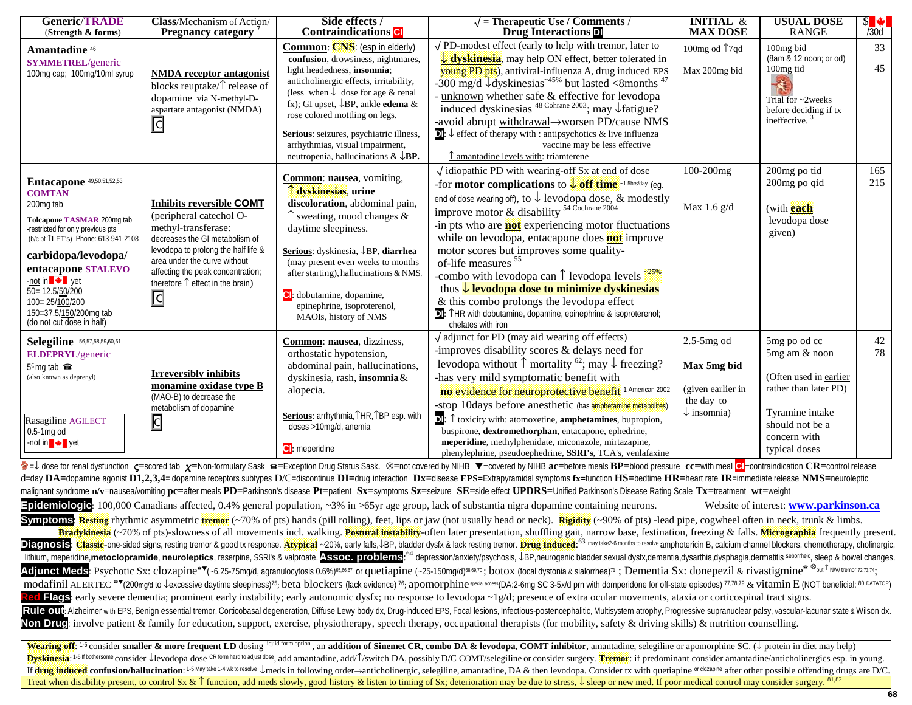| Generic/TRADE (Strength & forms) | Class/Mechanism of Action/ Pregnancy category [7] | Side effects / Contraindications CI | √ = Therapeutic Use / Comments / Drug Interactions DI | INITIAL & MAX DOSE | USUAL DOSE RANGE | $ /30d |
|---|---|---|---|---|---|---|
| **Amantadine** [46] SYMMETREL/generic 100mg cap; 100mg/10ml syrup | **NMDA receptor antagonist** blocks reuptake/↑ release of dopamine via N-methyl-D-aspartate antagonist (NMDA) C | **Common**: **CNS**: (esp in elderly) **confusion**, drowsiness, nightmares, light headedness, **insomnia**; anticholinergic effects, irritability, (less when ↓ dose for age & renal fx); GI upset, ↓BP, ankle **edema** & rose colored mottling on legs. **Serious**: seizures, psychiatric illness, arrhythmias, visual impairment, neutropenia, hallucinations & **↓BP.** | √ PD-modest effect (early to help with tremor, later to **↓ dyskinesia**, may help ON effect, better tolerated in young PD pts), antiviral-influenza A, drug induced EPS -300 mg/d ↓dyskinesias ~45% but lasted <8months [47] - unknown whether safe & effective for levodopa induced dyskinesias [48 Cochrane 2003]; may ↓fatigue? -avoid abrupt withdrawal→worsen PD/cause NMS DI: ↓ effect of therapy with : antipsychotics & live influenza vaccine may be less effective ↑ amantadine levels with: triamterene | 100mg od ↑7qd Max 200mg bid | 100mg bid (8am & 12 noon; or od) 100mg tid Trial for ~2weeks before deciding if tx ineffective. [3] | 33 45 |
| **Entacapone** [49,50,51,52,53] COMTAN 200mg tab **Tolcapone** TASMAR 200mg tab -restricted for only previous pts (b/c of ↑LFT's) Phone: 613-941-2108 **carbidopa/levodopa/ entacapone** STALEVO -not in Canada yet 50= 12.5/50/200 100= 25/100/200 150=37.5/150/200mg tab (do not cut dose in half) | **Inhibits reversible COMT** (peripheral catechol O-methyl-transferase: decreases the GI metabolism of levodopa to prolong the half life & area under the curve without affecting the peak concentration; therefore ↑ effect in the brain) C | **Common**: **nausea**, vomiting, **↑ dyskinesias**, **urine discoloration**, abdominal pain, ↑ sweating, mood changes & daytime sleepiness. **Serious**: dyskinesia, ↓BP, **diarrhea** (may present even weeks to months after starting), hallucinations & NMS. CI: dobutamine, dopamine, epinephrine, isoproterenol, MAOIs, history of NMS | √ idiopathic PD with wearing-off Sx at end of dose -for **motor complications** to **↓ off time** ~1.5hrs/day (eg. end of dose wearing off), to ↓ levodopa dose, & modestly improve motor & disability [54 Cochrane 2004] -in pts who are **not** experiencing motor fluctuations while on levodopa, entacapone does **not** improve motor scores but improves some quality-of-life measures [55] -combo with levodopa can ↑ levodopa levels ~25% thus **↓ levodopa dose to minimize dyskinesias** & this combo prolongs the levodopa effect DI: ↑HR with dobutamine, dopamine, epinephrine & isoproterenol; chelates with iron | 100-200mg Max 1.6 g/d | 200mg po tid 200mg po qid (with **each** levodopa dose given) | 165 215 |
| **Selegiline** [56,57,58,59,60,61] ELDEPRYL/generic 5 ς mg tab ☎ (also known as deprenyl) Rasagiline AGILECT 0.5-1mg od -not in Canada yet | **Irreversibly inhibits monamine oxidase type B** (MAO-B) to decrease the metabolism of dopamine C | **Common**: **nausea**, dizziness, orthostatic hypotension, abdominal pain, hallucinations, dyskinesia, rash, **insomnia** & alopecia. **Serious**: arrhythmia, ↑HR, ↑BP esp. with doses >10mg/d, anemia CI: meperidine | √ adjunct for PD (may aid wearing off effects) -improves disability scores & delays need for levodopa without ↑ mortality [62]; may ↓ freezing? -has very mild symptomatic benefit with **no evidence** for neuroprotective benefit [1 American 2002] -stop 10days before anesthetic (has amphetamine metabolites) DI: ↑ toxicity with: atomoxetine, **amphetamines**, bupropion, buspirone, **dextromethorphan**, entacapone, ephedrine, **meperidine**, methylphenidate, miconazole, mirtazapine, phenylephrine, pseudoephedrine, **SSRI's**, TCA's, venlafaxine | 2.5-5mg od **Max 5mg bid** (given earlier in the day to ↓ insomnia) | 5mg po od cc 5mg am & noon (Often used in earlier rather than later PD) Tyramine intake should not be a concern with typical doses | 42 78 |

=↓ dose for renal dysfunction ς=scored tab χ=Non-formulary Sask ☎=Exception Drug Status Sask. ⊗=not covered by NIHB ▼=covered by NIHB **ac**=before meals **BP**=blood pressure **cc**=with meal CI=contraindication **CR**=control release d=day **DA**=dopamine agonist **D1,2,3,4**= dopamine receptors subtypes D/C=discontinue **DI**=drug interaction **Dx**=disease **EPS**=Extrapyramidal symptoms **fx**=function **HS**=bedtime **HR**=heart rate **IR**=immediate release **NMS**=neuroleptic malignant syndrome **n/v**=nausea/vomiting **pc**=after meals **PD**=Parkinson's disease **Pt**=patient **Sx**=symptoms **Sz**=seizure **SE**=side effect **UPDRS**=Unified Parkinson's Disease Rating Scale **Tx**=treatment **wt**=weight

**Epidemiologic**: 100,000 Canadians affected, 0.4% general population, ~3% in >65yr age group, lack of substantia nigra dopamine containing neurons. Website of interest: **www.parkinson.ca**

**Symptoms**: **Resting** rhythmic asymmetric **tremor** (~70% of pts) hands (pill rolling), feet, lips or jaw (not usually head or neck). **Rigidity** (~90% of pts) -lead pipe, cogwheel often in neck, trunk & limbs. **Bradykinesia** (~70% of pts)-slowness of all movements incl. walking. **Postural instability**-often later presentation, shuffling gait, narrow base, festination, freezing & falls. **Micrographia** frequently present.

**Diagnosis**: **Classic**-one-sided signs, resting tremor & good tx response. **Atypical** ~20%, early falls,↓BP, bladder dysfx & lack resting tremor. **Drug Induced**:[63] may take 2-6 months to resolve amphotericin B, calcium channel blockers, chemotherapy, cholinergic, lithium, meperidine, **metoclopramide**, **neuroleptics**, reserpine, SSRI's & valproate. **Assoc. problems**:[64] depression/anxiety/psychosis, ↓BP, neurogenic bladder, sexual dysfx, dementia, dysarthia, dysphagia, dermatitis seborrheic, sleep & bowel changes.

**Adjunct Meds**: Psychotic Sx: clozapine☎▼(~6.25-75mg/d, agranulocytosis 0.6%)[65,66,67] or quetiapine (~25-150mg/d)[68,69,70]; botox (focal dystonia & sialorrhea)[71]; Dementia Sx: donepezil & rivastigmine☎ ⊗but ↑ N/V/ tremor [72,73,74]; modafinil ALERTEC ☎▼(200mg/d to ↓excessive daytime sleepiness)[75]; beta blockers (lack evidence) [76]; apomorphine special access(DA:2-6mg SC 3-5x/d prn with domperidone for off-state episodes) [77,78,79] & vitamin E (NOT beneficial: [80] DATATOP)

**Red Flags**: early severe dementia; prominent early instability; early autonomic dysfx; no response to levodopa ~1g/d; presence of extra ocular movements, ataxia or corticospinal tract signs.

**Rule out**: Alzheimer with EPS, Benign essential tremor, Corticobasal degeneration, Diffuse Lewy body dx, Drug-induced EPS, Focal lesions, Infectious-postencephalitic, Multisystem atrophy, Progressive supranuclear palsy, vascular-lacunar state & Wilson dx.

**Non Drug**: involve patient & family for education, support, exercise, physiotherapy, speech therapy, occupational therapists (for mobility, safety & driving skills) & nutrition counselling.

**Wearing off**: [1-5] consider **smaller & more frequent LD** dosing liquid form option, an **addition of Sinemet CR**, **combo DA & levodopa**, **COMT inhibitor**, amantadine, selegiline or apomorphine SC. (↓ protein in diet may help)

**Dyskinesia**: [1-5] If bothersome consider ↓levodopa dose CR form hard to adjust dose, add amantadine, add/↑/switch DA, possibly D/C COMT/selegiline or consider surgery. **Tremor**: if predominant consider amantadine/anticholinergics esp. in young.

If **drug induced** confusion/hallucination: [1-5] May take 1-4 wk to resolve ↓meds in following order→anticholinergic, selegiline, amantadine, DA & then levodopa. Consider tx with quetiapine or clozapine after other possible offending drugs are D/C.

Treat when disability present, to control Sx & ↑ function, add meds slowly, good history & listen to timing of Sx; deterioration may be due to stress, ↓ sleep or new med. If poor medical control may consider surgery. [81,82]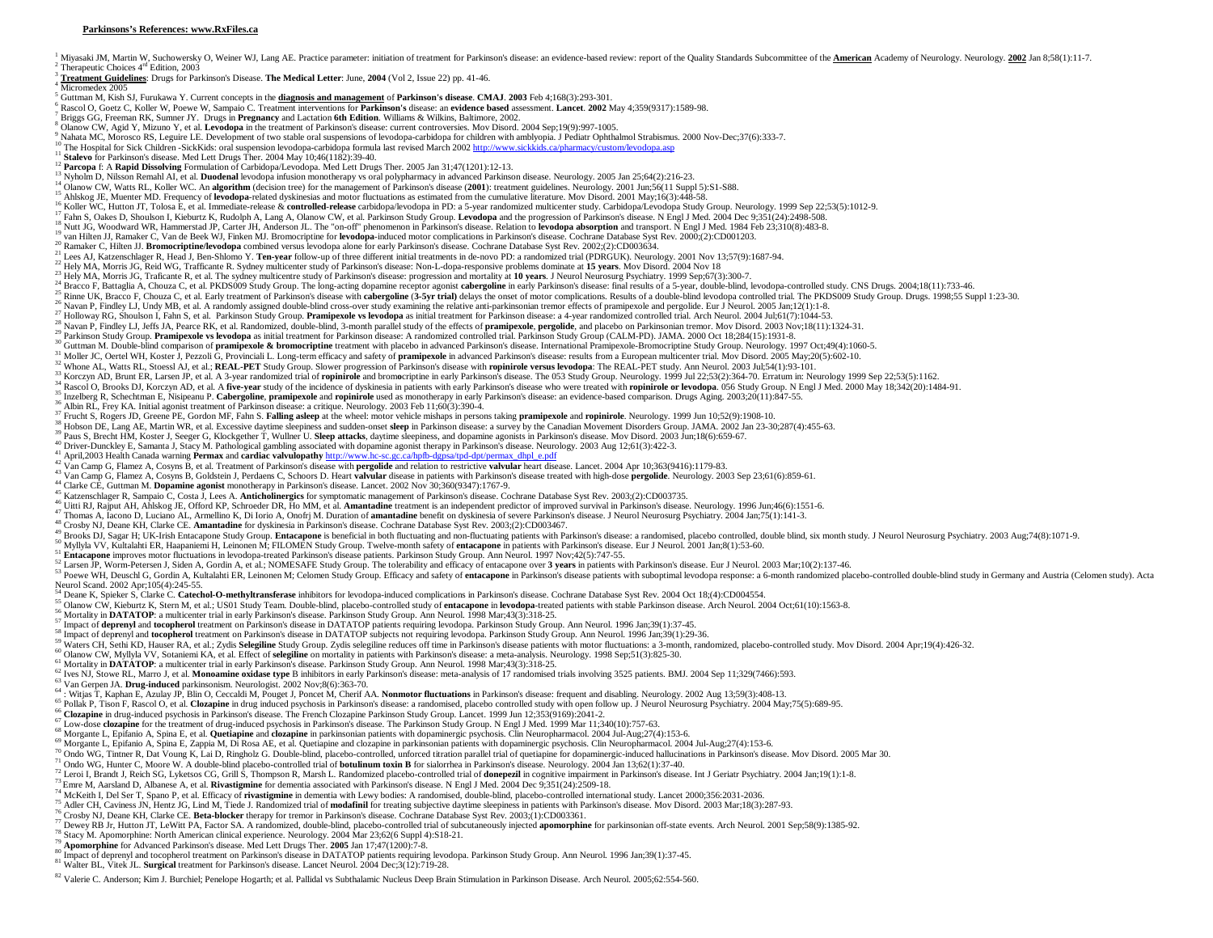**Parkinsons's References: www.RxFiles.ca**

[1] Miyasaki JM, Martin W, Suchowersky O, Weiner WJ, Lang AE. Practice parameter: initiation of treatment for Parkinson's disease: an evidence-based review: report of the Quality Standards Subcommittee of the **American** Academy of Neurology. Neurology. **2002** Jan 8;58(1):11-7.
[2] Therapeutic Choices 4[rd] Edition, 2003
[3] **Treatment Guidelines**: Drugs for Parkinson's Disease. **The Medical Letter**: June, **2004** (Vol 2, Issue 22) pp. 41-46.
[4] Micromedex 2005
[5] Guttman M, Kish SJ, Furukawa Y. Current concepts in the **diagnosis and management** of **Parkinson's disease**. **CMAJ**. **2003** Feb 4;168(3):293-301.
[6] Rascol O, Goetz C, Koller W, Poewe W, Sampaio C. Treatment interventions for **Parkinson's** disease: an **evidence based** assessment. **Lancet**. **2002** May 4;359(9317):1589-98.
[7] Briggs GG, Freeman RK, Sumner JY. Drugs in **Pregnancy** and Lactation **6th Edition**. Williams & Wilkins, Baltimore, 2002.
[8] Olanow CW, Agid Y, Mizuno Y, et al. **Levodopa** in the treatment of Parkinson's disease: current controversies. Mov Disord. 2004 Sep;19(9):997-1005.
[9] Nahata MC, Morosco RS, Leguire LE. Development of two stable oral suspensions of levodopa-carbidopa for children with amblyopia. J Pediatr Ophthalmol Strabismus. 2000 Nov-Dec;37(6):333-7.
[10] The Hospital for Sick Children -SickKids: oral suspension levodopa-carbidopa formula last revised March 2002 http://www.sickkids.ca/pharmacy/custom/levodopa.asp
[11] **Stalevo** for Parkinson's disease. Med Lett Drugs Ther. 2004 May 10;46(1182):39-40.
[12] **Parcopa** f: A **Rapid Dissolving** Formulation of Carbidopa/Levodopa. Med Lett Drugs Ther. 2005 Jan 31;47(1201):12-13.
[13] Nyholm D, Nilsson Remahl AI, et al. **Duodenal** levodopa infusion monotherapy vs oral polypharmacy in advanced Parkinson disease. Neurology. 2005 Jan 25;64(2):216-23.
[14] Olanow CW, Watts RL, Koller WC. An **algorithm** (decision tree) for the management of Parkinson's disease (**2001**): treatment guidelines. Neurology. 2001 Jun;56(11 Suppl 5):S1-S88.
[15] Ahlskog JE, Muenter MD. Frequency of **levodopa**-related dyskinesias and motor fluctuations as estimated from the cumulative literature. Mov Disord. 2001 May;16(3):448-58.
[16] Koller WC, Hutton JT, Tolosa E, et al. Immediate-release & **controlled-release** carbidopa/levodopa in PD: a 5-year randomized multicenter study. Carbidopa/Levodopa Study Group. Neurology. 1999 Sep 22;53(5):1012-9.
[17] Fahn S, Oakes D, Shoulson I, Kieburtz K, Rudolph A, Lang A, Olanow CW, et al. Parkinson Study Group. **Levodopa** and the progression of Parkinson's disease. N Engl J Med. 2004 Dec 9;351(24):2498-508.
[18] Nutt JG, Woodward WR, Hammerstad JP, Carter JH, Anderson JL. The "on-off" phenomenon in Parkinson's disease. Relation to **levodopa absorption** and transport. N Engl J Med. 1984 Feb 23;310(8):483-8.
[19] van Hilten JJ, Ramaker C, Van de Beek WJ, Finken MJ. Bromocriptine for **levodopa**-induced motor complications in Parkinson's disease. Cochrane Database Syst Rev. 2000;(2):CD001203.
[20] Ramaker C, Hilten JJ. **Bromocriptine/levodopa** combined versus levodopa alone for early Parkinson's disease. Cochrane Database Syst Rev. 2002;(2):CD003634.
[21] Lees AJ, Katzenschlager R, Head J, Ben-Shlomo Y. **Ten-year** follow-up of three different initial treatments in de-novo PD: a randomized trial (PDRGUK). Neurology. 2001 Nov 13;57(9):1687-94.
[22] Hely MA, Morris JG, Reid WG, Trafficante R. Sydney multicenter study of Parkinson's disease: Non-L-dopa-responsive problems dominate at **15 years**. Mov Disord. 2004 Nov 18
[23] Hely MA, Morris JG, Traficante R, et al. The sydney multicentre study of Parkinson's disease: progression and mortality at **10 years**. J Neurol Neurosurg Psychiatry. 1999 Sep;67(3):300-7.
[24] Bracco F, Battaglia A, Chouza C, et al. PKDS009 Study Group. The long-acting dopamine receptor agonist **cabergoline** in early Parkinson's disease: final results of a 5-year, double-blind, levodopa-controlled study. CNS Drugs. 2004;18(11):733-46.
[25] Rinne UK, Bracco F, Chouza C, et al. Early treatment of Parkinson's disease with **cabergoline** (**3-5yr trial**) delays the onset of motor complications. Results of a double-blind levodopa controlled trial. The PKDS009 Study Group. Drugs. 1998;55 Suppl 1:23-30.
[26] Navan P, Findley LJ, Undy MB, et al. A randomly assigned double-blind cross-over study examining the relative anti-parkinsonian tremor effects of pramipexole and pergolide. Eur J Neurol. 2005 Jan;12(1):1-8.
[27] Holloway RG, Shoulson I, Fahn S, et al. Parkinson Study Group. **Pramipexole vs levodopa** as initial treatment for Parkinson disease: a 4-year randomized controlled trial. Arch Neurol. 2004 Jul;61(7):1044-53.
[28] Navan P, Findley LJ, Jeffs JA, Pearce RK, et al. Randomized, double-blind, 3-month parallel study of the effects of **pramipexole**, **pergolide**, and placebo on Parkinsonian tremor. Mov Disord. 2003 Nov;18(11):1324-31.
[29] Parkinson Study Group. **Pramipexole vs levodopa** as initial treatment for Parkinson disease: A randomized controlled trial. Parkinson Study Group (CALM-PD). JAMA. 2000 Oct 18;284(15):1931-8.
[30] Guttman M. Double-blind comparison of **pramipexole & bromocriptine** treatment with placebo in advanced Parkinson's disease. International Pramipexole-Bromocriptine Study Group. Neurology. 1997 Oct;49(4):1060-5.
[31] Moller JC, Oertel WH, Koster J, Pezzoli G, Provinciali L. Long-term efficacy and safety of **pramipexole** in advanced Parkinson's disease: results from a European multicenter trial. Mov Disord. 2005 May;20(5):602-10.
[32] Whone AL, Watts RL, Stoessl AJ, et al.; **REAL-PET** Study Group. Slower progression of Parkinson's disease with **ropinirole versus levodopa**: The REAL-PET study. Ann Neurol. 2003 Jul;54(1):93-101.
[33] Korczyn AD, Brunt ER, Larsen JP, et al. A 3-year randomized trial of **ropinirole** and bromocriptine in early Parkinson's disease. The 053 Study Group. Neurology. 1999 Jul 22;53(2):364-70. Erratum in: Neurology 1999 Sep 22;53(5):1162.
[34] Rascol O, Brooks DJ, Korczyn AD, et al. A **five-year** study of the incidence of dyskinesia in patients with early Parkinson's disease who were treated with **ropinirole or levodopa**. 056 Study Group. N Engl J Med. 2000 May 18;342(20):1484-91.
[35] Inzelberg R, Schechtman E, Nisipeanu P. **Cabergoline**, **pramipexole** and **ropinirole** used as monotherapy in early Parkinson's disease: an evidence-based comparison. Drugs Aging. 2003;20(11):847-55.
[36] Albin RL, Frey KA. Initial agonist treatment of Parkinson disease: a critique. Neurology. 2003 Feb 11;60(3):390-4.
[37] Frucht S, Rogers JD, Greene PE, Gordon MF, Fahn S. **Falling asleep** at the wheel: motor vehicle mishaps in persons taking **pramipexole** and **ropinirole**. Neurology. 1999 Jun 10;52(9):1908-10.
[38] Hobson DE, Lang AE, Martin WR, et al. Excessive daytime sleepiness and sudden-onset **sleep** in Parkinson disease: a survey by the Canadian Movement Disorders Group. JAMA. 2002 Jan 23-30;287(4):455-63.
[39] Paus S, Brecht HM, Koster J, Seeger G, Klockgether T, Wullner U. **Sleep attacks**, daytime sleepiness, and dopamine agonists in Parkinson's disease. Mov Disord. 2003 Jun;18(6):659-67.
[40] Driver-Dunckley E, Samanta J, Stacy M. Pathological gambling associated with dopamine agonist therapy in Parkinson's disease. Neurology. 2003 Aug 12;61(3):422-3.
[41] April,2003 Health Canada warning **Permax** and **cardiac valvulopathy** http://www.hc-sc.gc.ca/hpfb-dgpsa/tpd-dpt/permax_dhpl_e.pdf
[42] Van Camp G, Flamez A, Cosyns B, et al. Treatment of Parkinson's disease with **pergolide** and relation to restrictive **valvular** heart disease. Lancet. 2004 Apr 10;363(9416):1179-83.
[43] Van Camp G, Flamez A, Cosyns B, Goldstein J, Perdaens C, Schoors D. Heart **valvular** disease in patients with Parkinson's disease treated with high-dose **pergolide**. Neurology. 2003 Sep 23;61(6):859-61.
[44] Clarke CE, Guttman M. **Dopamine agonist** monotherapy in Parkinson's disease. Lancet. 2002 Nov 30;360(9347):1767-9.
[45] Katzenschlager R, Sampaio C, Costa J, Lees A. **Anticholinergics** for symptomatic management of Parkinson's disease. Cochrane Database Syst Rev. 2003;(2):CD003735.
[46] Uitti RJ, Rajput AH, Ahlskog JE, Offord KP, Schroeder DR, Ho MM, et al. **Amantadine** treatment is an independent predictor of improved survival in Parkinson's disease. Neurology. 1996 Jun;46(6):1551-6.
[47] Thomas A, Iacono D, Luciano AL, Armellino K, Di Iorio A, Onofrj M. Duration of **amantadine** benefit on dyskinesia of severe Parkinson's disease. J Neurol Neurosurg Psychiatry. 2004 Jan;75(1):141-3.
[48] Crosby NJ, Deane KH, Clarke CE. **Amantadine** for dyskinesia in Parkinson's disease. Cochrane Database Syst Rev. 2003;(2):CD003467.
[49] Brooks DJ, Sagar H; UK-Irish Entacapone Study Group. **Entacapone** is beneficial in both fluctuating and non-fluctuating patients with Parkinson's disease: a randomised, placebo controlled, double blind, six month study. J Neurol Neurosurg Psychiatry. 2003 Aug;74(8):1071-9.
[50] Myllyla VV, Kultalahti ER, Haapaniemi H, Leinonen M; FILOMEN Study Group. Twelve-month safety of **entacapone** in patients with Parkinson's disease. Eur J Neurol. 2001 Jan;8(1):53-60.
[51] **Entacapone** improves motor fluctuations in levodopa-treated Parkinson's disease patients. Parkinson Study Group. Ann Neurol. 1997 Nov;42(5):747-55.
[52] Larsen JP, Worm-Petersen J, Siden A, Gordin A, et al.; NOMESAFE Study Group. The tolerability and efficacy of entacapone over **3 years** in patients with Parkinson's disease. Eur J Neurol. 2003 Mar;10(2):137-46.
[53] Poewe WH, Deuschl G, Gordin A, Kultalahti ER, Leinonen M; Celomen Study Group. Efficacy and safety of **entacapone** in Parkinson's disease patients with suboptimal levodopa response: a 6-month randomized placebo-controlled double-blind study in Germany and Austria (Celomen study). Acta Neurol Scand. 2002 Apr;105(4):245-55.
[54] Deane K, Spieker S, Clarke C. **Catechol-O-methyltransferase** inhibitors for levodopa-induced complications in Parkinson's disease. Cochrane Database Syst Rev. 2004 Oct 18;(4):CD004554.
[55] Olanow CW, Kieburtz K, Stern M, et al.; US01 Study Team. Double-blind, placebo-controlled study of **entacapone** in **levodopa**-treated patients with stable Parkinson disease. Arch Neurol. 2004 Oct;61(10):1563-8.
[56] Mortality in **DATATOP**: a multicenter trial in early Parkinson's disease. Parkinson Study Group. Ann Neurol. 1998 Mar;43(3):318-25.
[57] Impact of **deprenyl** and **tocopherol** treatment on Parkinson's disease in DATATOP patients requiring levodopa. Parkinson Study Group. Ann Neurol. 1996 Jan;39(1):37-45.
[58] Impact of deprenyl and **tocopherol** treatment on Parkinson's disease in DATATOP subjects not requiring levodopa. Parkinson Study Group. Ann Neurol. 1996 Jan;39(1):29-36.
[59] Waters CH, Sethi KD, Hauser RA, et al.; Zydis **Selegiline** Study Group. Zydis selegiline reduces off time in Parkinson's disease patients with motor fluctuations: a 3-month, randomized, placebo-controlled study. Mov Disord. 2004 Apr;19(4):426-32.
[60] Olanow CW, Myllyla VV, Sotaniemi KA, et al. Effect of **selegiline** on mortality in patients with Parkinson's disease: a meta-analysis. Neurology. 1998 Sep;51(3):825-30.
[61] Mortality in **DATATOP**: a multicenter trial in early Parkinson's disease. Parkinson Study Group. Ann Neurol. 1998 Mar;43(3):318-25.
[62] Ives NJ, Stowe RL, Marro J, et al. **Monoamine oxidase type** B inhibitors in early Parkinson's disease: meta-analysis of 17 randomised trials involving 3525 patients. BMJ. 2004 Sep 11;329(7466):593.
[63] Van Gerpen JA. **Drug-induced** parkinsonism. Neurologist. 2002 Nov;8(6):363-70.
[64] : Witjas T, Kaphan E, Azulay JP, Blin O, Ceccaldi M, Pouget J, Poncet M, Cherif AA. **Nonmotor fluctuations** in Parkinson's disease: frequent and disabling. Neurology. 2002 Aug 13;59(3):408-13.
[65] Pollak P, Tison F, Rascol O, et al. **Clozapine** in drug induced psychosis in Parkinson's disease: a randomised, placebo controlled study with open follow up. J Neurol Neurosurg Psychiatry. 2004 May;75(5):689-95.
[66] **Clozapine** in drug-induced psychosis in Parkinson's disease. The French Clozapine Parkinson Study Group. Lancet. 1999 Jun 12;353(9169):2041-2.
[67] Low-dose **clozapine** for the treatment of drug-induced psychosis in Parkinson's disease. The Parkinson Study Group. N Engl J Med. 1999 Mar 11;340(10):757-63.
[68] Morgante L, Epifanio A, Spina E, et al. **Quetiapine** and **clozapine** in parkinsonian patients with dopaminergic psychosis. Clin Neuropharmacol. 2004 Jul-Aug;27(4):153-6.
[69] Morgante L, Epifanio A, Spina E, Zappia M, Di Rosa AE, et al. Quetiapine and clozapine in parkinsonian patients with dopaminergic psychosis. Clin Neuropharmacol. 2004 Jul-Aug;27(4):153-6.
[70] Ondo WG, Tintner R, Dat Voung K, Lai D, Ringholz G. Double-blind, placebo-controlled, unforced titration parallel trial of quetiapine for dopaminergic-induced hallucinations in Parkinson's disease. Mov Disord. 2005 Mar 30.
[71] Ondo WG, Hunter C, Moore W. A double-blind placebo-controlled trial of **botulinum toxin B** for sialorrhea in Parkinson's disease. Neurology. 2004 Jan 13;62(1):37-40.
[72] Leroi I, Brandt J, Reich SG, Lyketsos CG, Grill S, Thompson R, Marsh L. Randomized placebo-controlled trial of **donepezil** in cognitive impairment in Parkinson's disease. Int J Geriatr Psychiatry. 2004 Jan;19(1):1-8.
[73] Emre M, Aarsland D, Albanese A, et al. **Rivastigmine** for dementia associated with Parkinson's disease. N Engl J Med. 2004 Dec 9;351(24):2509-18.
[74] McKeith I, Del Ser T, Spano P, et al. Efficacy of **rivastigmine** in dementia with Lewy bodies: A randomised, double-blind, placebo-controlled international study. Lancet 2000;356:2031-2036.
[75] Adler CH, Caviness JN, Hentz JG, Lind M, Tiede J. Randomized trial of **modafinil** for treating subjective daytime sleepiness in patients with Parkinson's disease. Mov Disord. 2003 Mar;18(3):287-93.
[76] Crosby NJ, Deane KH, Clarke CE. **Beta-blocker** therapy for tremor in Parkinson's disease. Cochrane Database Syst Rev. 2003;(1):CD003361.
[77] Dewey RB Jr, Hutton JT, LeWitt PA, Factor SA. A randomized, double-blind, placebo-controlled trial of subcutaneously injected **apomorphine** for parkinsonian off-state events. Arch Neurol. 2001 Sep;58(9):1385-92.
[78] Stacy M. Apomorphine: North American clinical experience. Neurology. 2004 Mar 23;62(6 Suppl 4):S18-21.
[79] **Apomorphine** for Advanced Parkinson's disease. Med Lett Drugs Ther. **2005** Jan 17;47(1200):7-8.
[80] Impact of deprenyl and tocopherol treatment on Parkinson's disease in DATATOP patients requiring levodopa. Parkinson Study Group. Ann Neurol. 1996 Jan;39(1):37-45.
[81] Walter BL, Vitek JL. **Surgical** treatment for Parkinson's disease. Lancet Neurol. 2004 Dec;3(12):719-28.
[82] Valerie C. Anderson; Kim J. Burchiel; Penelope Hogarth; et al. Pallidal vs Subthalamic Nucleus Deep Brain Stimulation in Parkinson Disease. Arch Neurol. 2005;62:554-560.